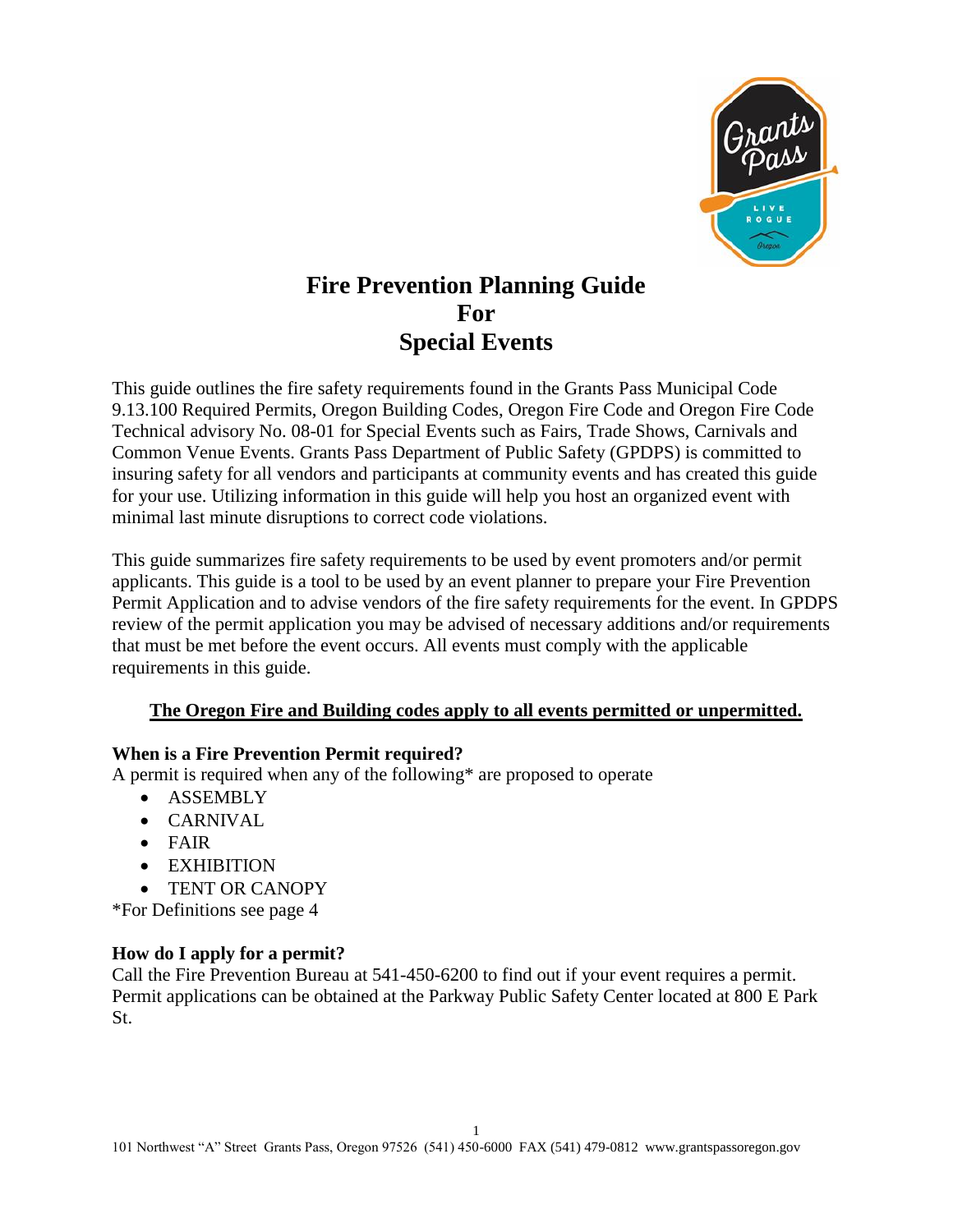# Fire Prevention Planning Guide For Special Events

This guide outlines the fire safety requirements found in the Grants Pass Municipal Code 9.13.100 Required Permits, Oregon Building Codes, Oregon Fire Code and Oregon Fire Code Technical advisory No. 08-01 for Special Events such as Fairs, Trade Shows, Carnivals and Common Venue Events. Grants Pass Department of Public Safety (GPDPS) is committed to insuring safety for all vendors and participants at community events and has created this guide for your use. Utilizing information in this guide will help you host an organized event with minimal last minute disruptions to correct code violations.

This guide summarizes fire safety requirements to be used by event promoters and/or permit applicants. This guide is a tool to be used by an event planner to prepare your Fire Prevention Permit Application and to advise vendors of the fire safety requirements for the event. In GPDPS review of the permit application you may be advised of necessary additions and/or requirements that must be met before the event occurs. All events must comply with the applicable requirements in this guide.

**The Oregon Fire and Building codes apply to all events permitted or unpermitted.**

### When is a Fire Prevention Permit required?

A permit is required when any of the following* are proposed to operate

- ASSEMBLY
- CARNIVAL
- FAIR
- EXHIBITION
- TENT OR CANOPY

*For Definitions see page 4

### How do I apply for a permit?

Call the Fire Prevention Bureau at 541-450-6200 to find out if your event requires a permit. Permit applications can be obtained at the Parkway Public Safety Center located at 800 E Park St.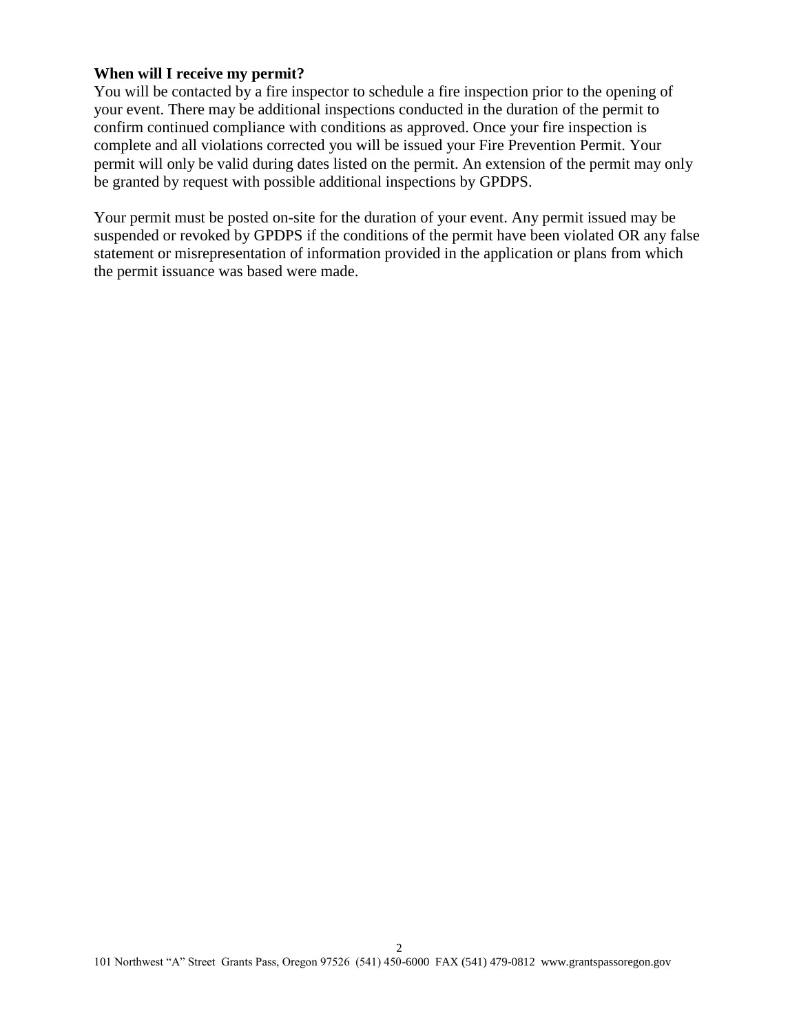**When will I receive my permit?**

You will be contacted by a fire inspector to schedule a fire inspection prior to the opening of your event. There may be additional inspections conducted in the duration of the permit to confirm continued compliance with conditions as approved. Once your fire inspection is complete and all violations corrected you will be issued your Fire Prevention Permit. Your permit will only be valid during dates listed on the permit. An extension of the permit may only be granted by request with possible additional inspections by GPDPS.

Your permit must be posted on-site for the duration of your event. Any permit issued may be suspended or revoked by GPDPS if the conditions of the permit have been violated OR any false statement or misrepresentation of information provided in the application or plans from which the permit issuance was based were made.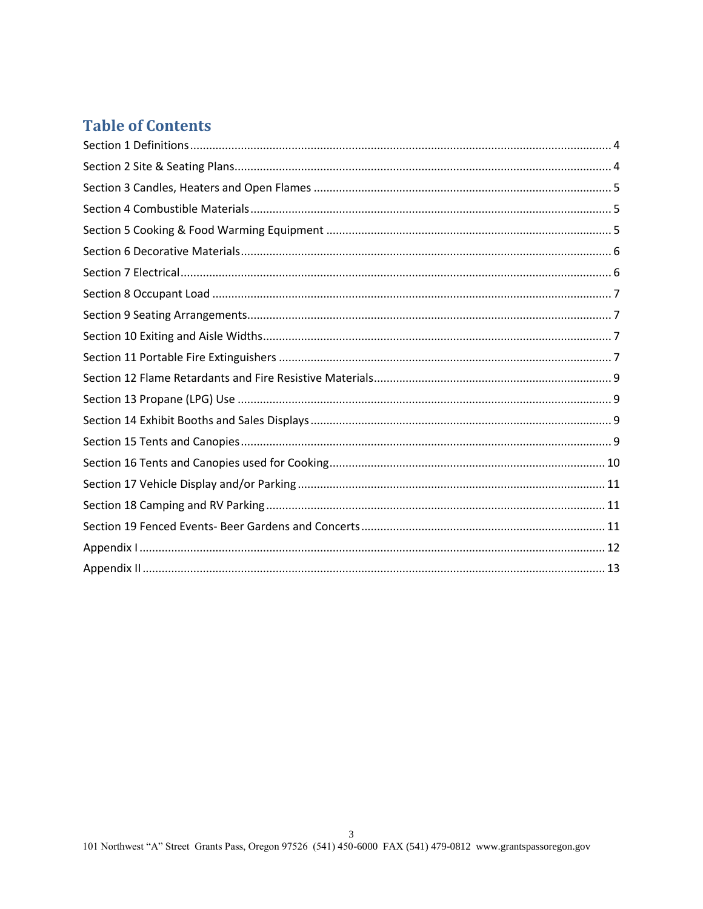## Table of Contents

Section 1 Definitions .... 4

Section 2 Site & Seating Plans .... 4

Section 3 Candles, Heaters and Open Flames .... 5

Section 4 Combustible Materials .... 5

Section 5 Cooking & Food Warming Equipment .... 5

Section 6 Decorative Materials .... 6

Section 7 Electrical .... 6

Section 8 Occupant Load .... 7

Section 9 Seating Arrangements .... 7

Section 10 Exiting and Aisle Widths .... 7

Section 11 Portable Fire Extinguishers .... 7

Section 12 Flame Retardants and Fire Resistive Materials .... 9

Section 13 Propane (LPG) Use .... 9

Section 14 Exhibit Booths and Sales Displays .... 9

Section 15 Tents and Canopies .... 9

Section 16 Tents and Canopies used for Cooking .... 10

Section 17 Vehicle Display and/or Parking .... 11

Section 18 Camping and RV Parking .... 11

Section 19 Fenced Events- Beer Gardens and Concerts .... 11

Appendix I .... 12

Appendix II .... 13

101 Northwest "A" Street Grants Pass, Oregon 97526 (541) 450-6000 FAX (541) 479-0812 www.grantspassoregon.gov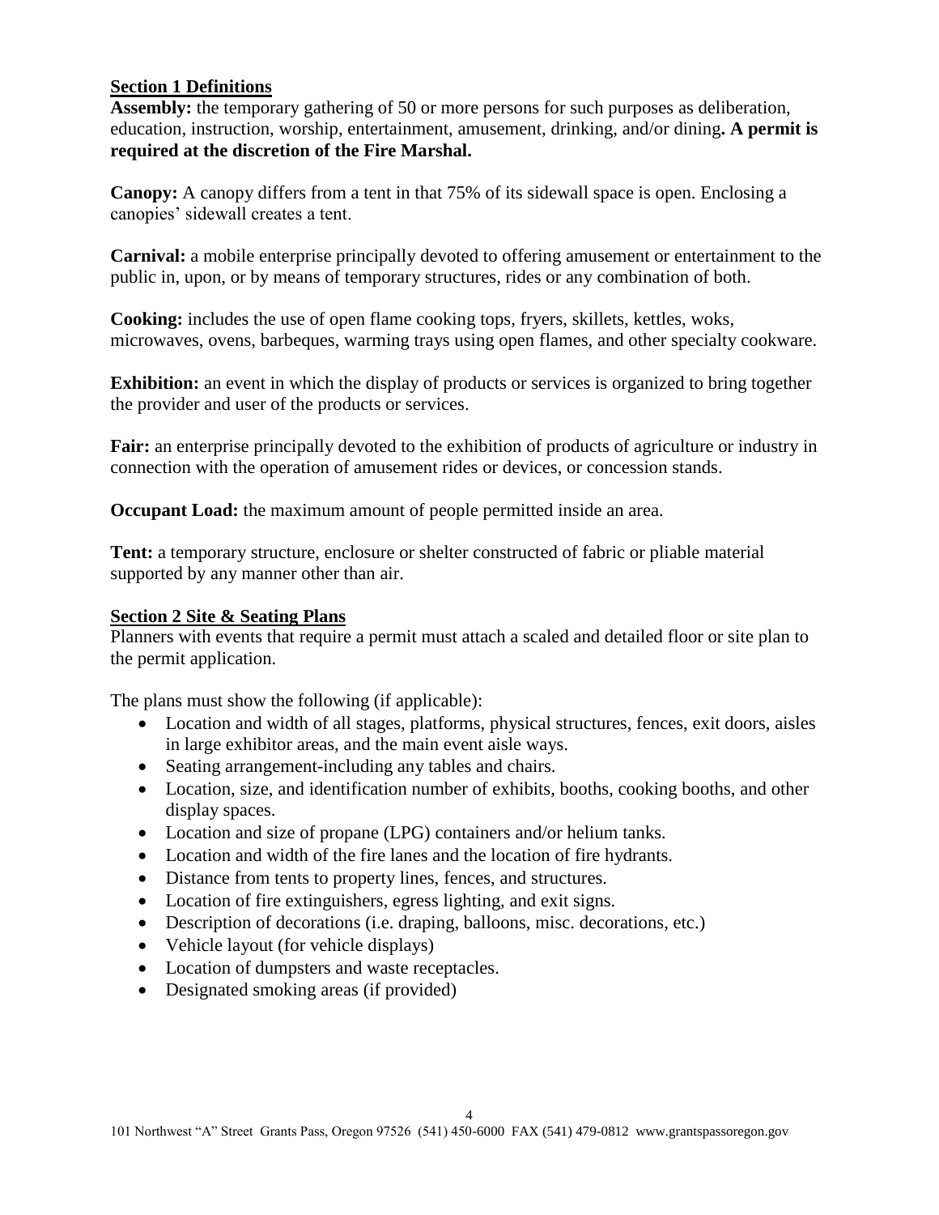## Section 1 Definitions

**Assembly:** the temporary gathering of 50 or more persons for such purposes as deliberation, education, instruction, worship, entertainment, amusement, drinking, and/or dining**. A permit is required at the discretion of the Fire Marshal.**

**Canopy:** A canopy differs from a tent in that 75% of its sidewall space is open. Enclosing a canopies' sidewall creates a tent.

**Carnival:** a mobile enterprise principally devoted to offering amusement or entertainment to the public in, upon, or by means of temporary structures, rides or any combination of both.

**Cooking:** includes the use of open flame cooking tops, fryers, skillets, kettles, woks, microwaves, ovens, barbeques, warming trays using open flames, and other specialty cookware.

**Exhibition:** an event in which the display of products or services is organized to bring together the provider and user of the products or services.

**Fair:** an enterprise principally devoted to the exhibition of products of agriculture or industry in connection with the operation of amusement rides or devices, or concession stands.

**Occupant Load:** the maximum amount of people permitted inside an area.

**Tent:** a temporary structure, enclosure or shelter constructed of fabric or pliable material supported by any manner other than air.

## Section 2 Site & Seating Plans

Planners with events that require a permit must attach a scaled and detailed floor or site plan to the permit application.

The plans must show the following (if applicable):

- Location and width of all stages, platforms, physical structures, fences, exit doors, aisles in large exhibitor areas, and the main event aisle ways.
- Seating arrangement-including any tables and chairs.
- Location, size, and identification number of exhibits, booths, cooking booths, and other display spaces.
- Location and size of propane (LPG) containers and/or helium tanks.
- Location and width of the fire lanes and the location of fire hydrants.
- Distance from tents to property lines, fences, and structures.
- Location of fire extinguishers, egress lighting, and exit signs.
- Description of decorations (i.e. draping, balloons, misc. decorations, etc.)
- Vehicle layout (for vehicle displays)
- Location of dumpsters and waste receptacles.
- Designated smoking areas (if provided)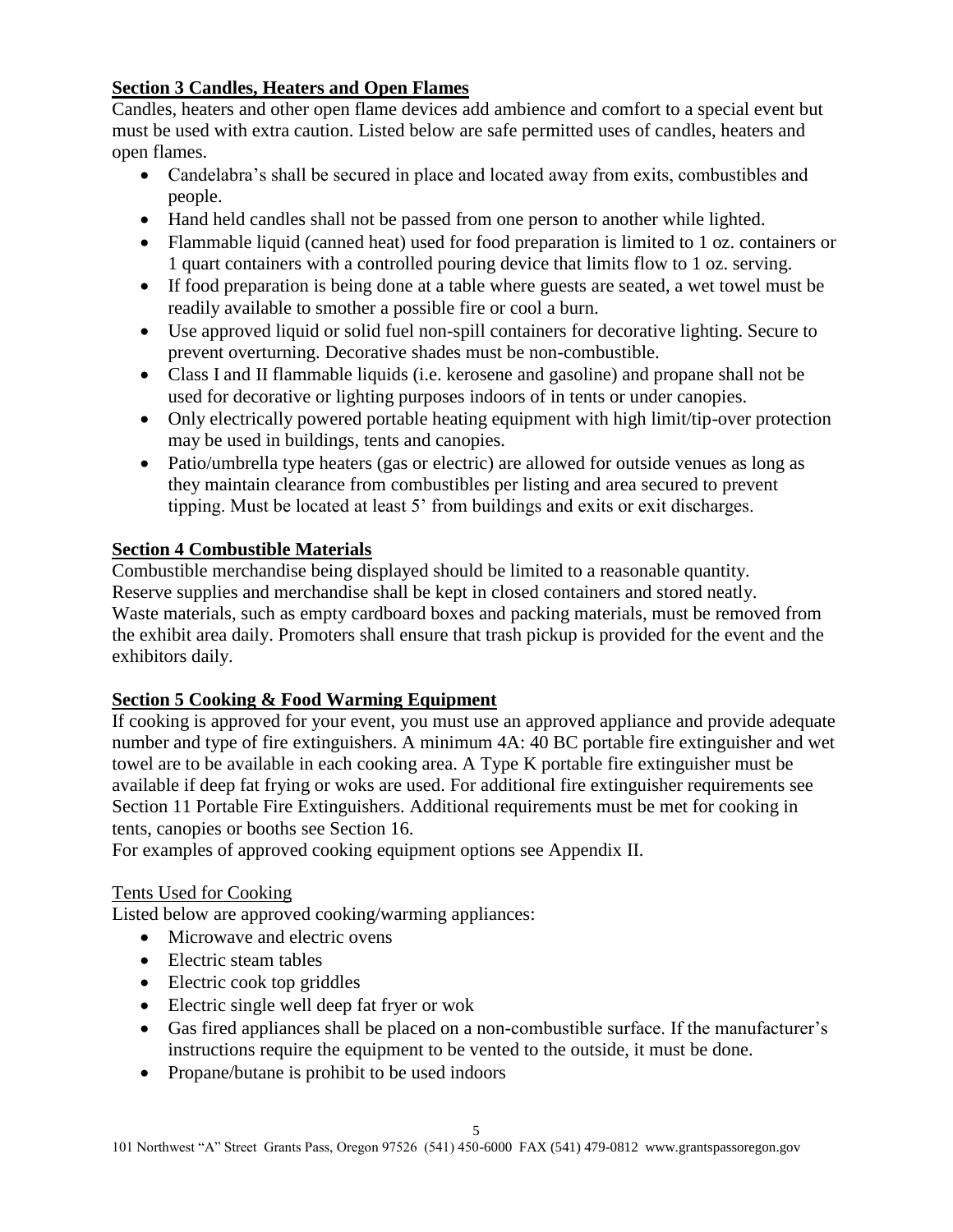## Section 3 Candles, Heaters and Open Flames

Candles, heaters and other open flame devices add ambience and comfort to a special event but must be used with extra caution. Listed below are safe permitted uses of candles, heaters and open flames.

- Candelabra's shall be secured in place and located away from exits, combustibles and people.
- Hand held candles shall not be passed from one person to another while lighted.
- Flammable liquid (canned heat) used for food preparation is limited to 1 oz. containers or 1 quart containers with a controlled pouring device that limits flow to 1 oz. serving.
- If food preparation is being done at a table where guests are seated, a wet towel must be readily available to smother a possible fire or cool a burn.
- Use approved liquid or solid fuel non-spill containers for decorative lighting. Secure to prevent overturning. Decorative shades must be non-combustible.
- Class I and II flammable liquids (i.e. kerosene and gasoline) and propane shall not be used for decorative or lighting purposes indoors of in tents or under canopies.
- Only electrically powered portable heating equipment with high limit/tip-over protection may be used in buildings, tents and canopies.
- Patio/umbrella type heaters (gas or electric) are allowed for outside venues as long as they maintain clearance from combustibles per listing and area secured to prevent tipping. Must be located at least 5' from buildings and exits or exit discharges.

## Section 4 Combustible Materials

Combustible merchandise being displayed should be limited to a reasonable quantity.
Reserve supplies and merchandise shall be kept in closed containers and stored neatly.
Waste materials, such as empty cardboard boxes and packing materials, must be removed from the exhibit area daily. Promoters shall ensure that trash pickup is provided for the event and the exhibitors daily.

## Section 5 Cooking & Food Warming Equipment

If cooking is approved for your event, you must use an approved appliance and provide adequate number and type of fire extinguishers. A minimum 4A: 40 BC portable fire extinguisher and wet towel are to be available in each cooking area. A Type K portable fire extinguisher must be available if deep fat frying or woks are used. For additional fire extinguisher requirements see Section 11 Portable Fire Extinguishers. Additional requirements must be met for cooking in tents, canopies or booths see Section 16.
For examples of approved cooking equipment options see Appendix II.

### Tents Used for Cooking

Listed below are approved cooking/warming appliances:

- Microwave and electric ovens
- Electric steam tables
- Electric cook top griddles
- Electric single well deep fat fryer or wok
- Gas fired appliances shall be placed on a non-combustible surface. If the manufacturer's instructions require the equipment to be vented to the outside, it must be done.
- Propane/butane is prohibit to be used indoors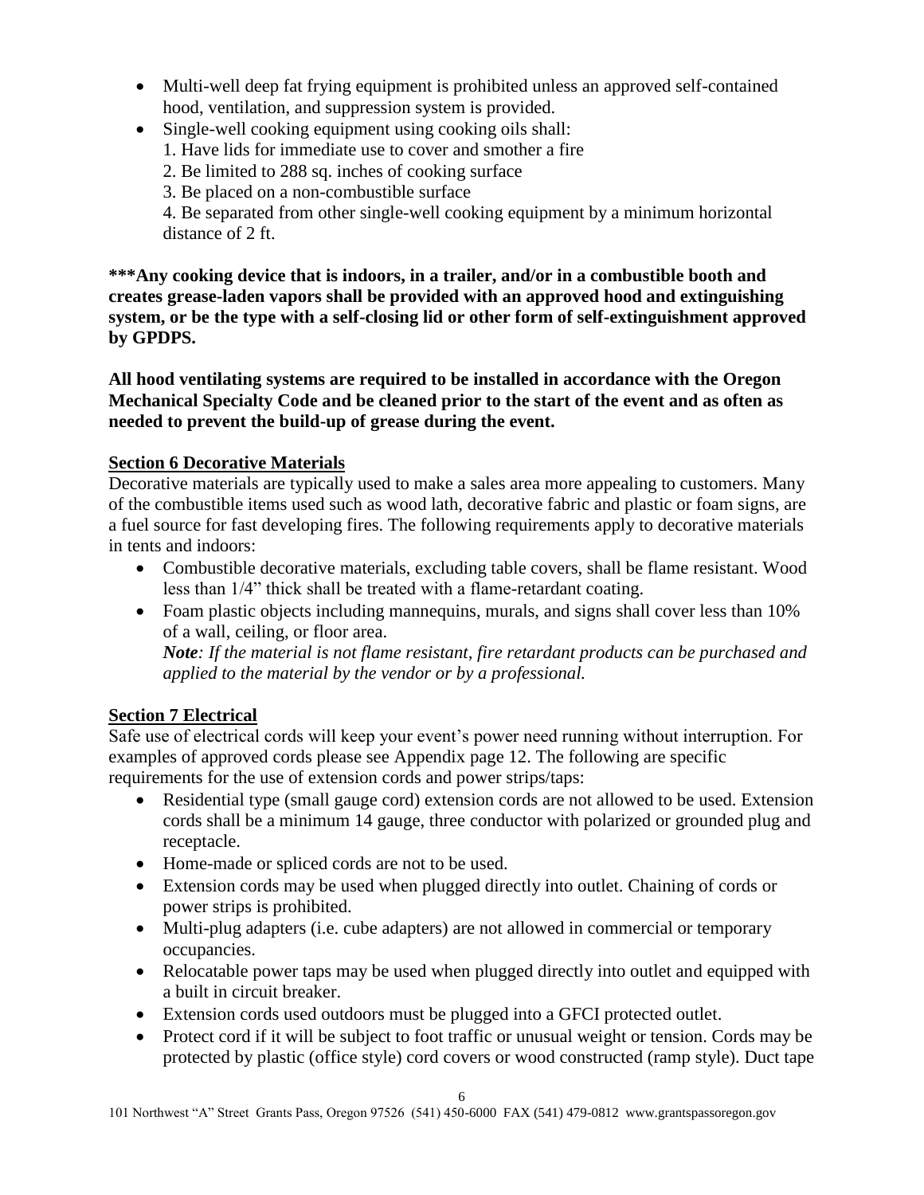- Multi-well deep fat frying equipment is prohibited unless an approved self-contained hood, ventilation, and suppression system is provided.
- Single-well cooking equipment using cooking oils shall:
  1. Have lids for immediate use to cover and smother a fire
  2. Be limited to 288 sq. inches of cooking surface
  3. Be placed on a non-combustible surface
  4. Be separated from other single-well cooking equipment by a minimum horizontal distance of 2 ft.

**\*\*\*Any cooking device that is indoors, in a trailer, and/or in a combustible booth and creates grease-laden vapors shall be provided with an approved hood and extinguishing system, or be the type with a self-closing lid or other form of self-extinguishment approved by GPDPS.**

**All hood ventilating systems are required to be installed in accordance with the Oregon Mechanical Specialty Code and be cleaned prior to the start of the event and as often as needed to prevent the build-up of grease during the event.**

## Section 6 Decorative Materials

Decorative materials are typically used to make a sales area more appealing to customers. Many of the combustible items used such as wood lath, decorative fabric and plastic or foam signs, are a fuel source for fast developing fires. The following requirements apply to decorative materials in tents and indoors:

- Combustible decorative materials, excluding table covers, shall be flame resistant. Wood less than 1/4" thick shall be treated with a flame-retardant coating.
- Foam plastic objects including mannequins, murals, and signs shall cover less than 10% of a wall, ceiling, or floor area.
  ***Note****: If the material is not flame resistant, fire retardant products can be purchased and applied to the material by the vendor or by a professional.*

## Section 7 Electrical

Safe use of electrical cords will keep your event's power need running without interruption. For examples of approved cords please see Appendix page 12. The following are specific requirements for the use of extension cords and power strips/taps:

- Residential type (small gauge cord) extension cords are not allowed to be used. Extension cords shall be a minimum 14 gauge, three conductor with polarized or grounded plug and receptacle.
- Home-made or spliced cords are not to be used.
- Extension cords may be used when plugged directly into outlet. Chaining of cords or power strips is prohibited.
- Multi-plug adapters (i.e. cube adapters) are not allowed in commercial or temporary occupancies.
- Relocatable power taps may be used when plugged directly into outlet and equipped with a built in circuit breaker.
- Extension cords used outdoors must be plugged into a GFCI protected outlet.
- Protect cord if it will be subject to foot traffic or unusual weight or tension. Cords may be protected by plastic (office style) cord covers or wood constructed (ramp style). Duct tape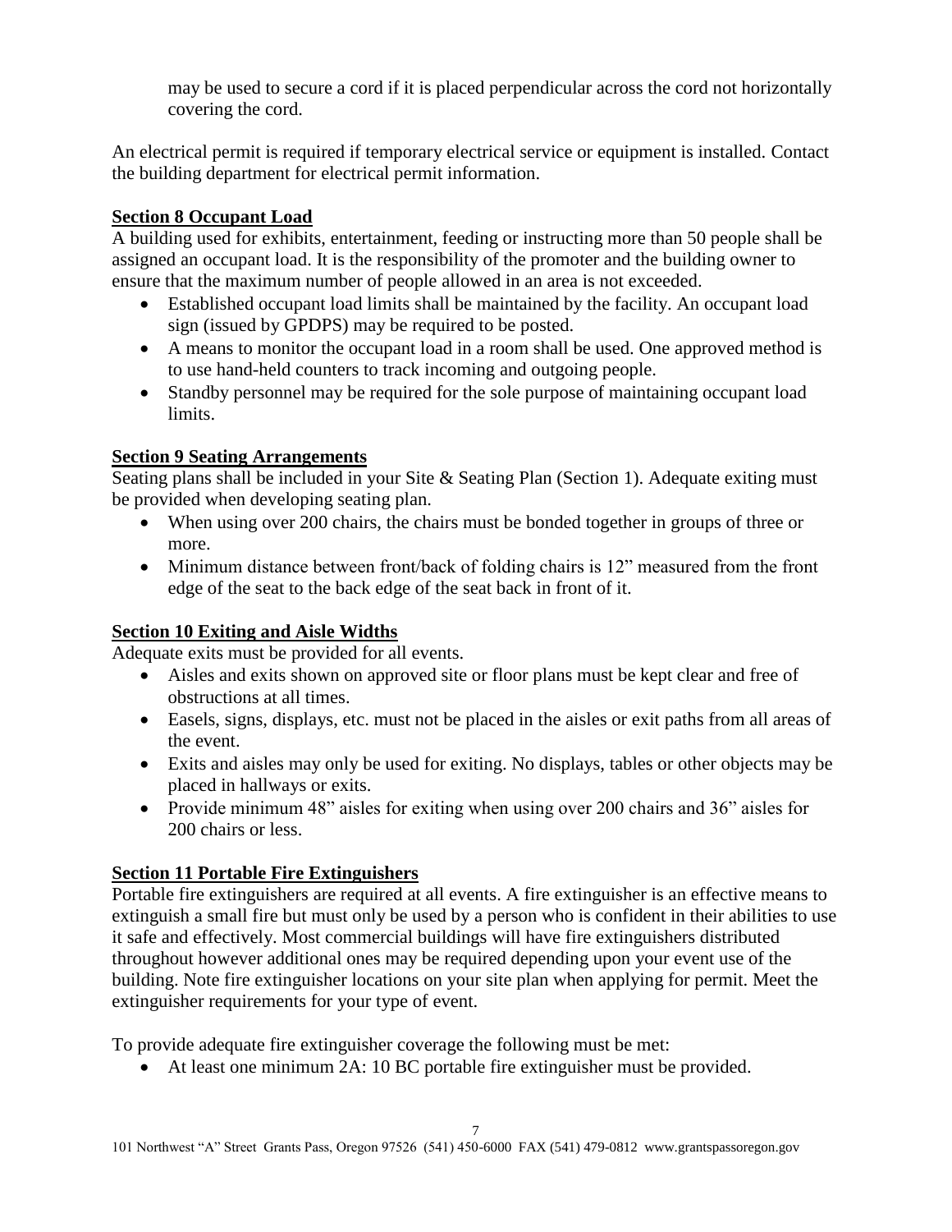may be used to secure a cord if it is placed perpendicular across the cord not horizontally covering the cord.

An electrical permit is required if temporary electrical service or equipment is installed. Contact the building department for electrical permit information.

**Section 8 Occupant Load**

A building used for exhibits, entertainment, feeding or instructing more than 50 people shall be assigned an occupant load. It is the responsibility of the promoter and the building owner to ensure that the maximum number of people allowed in an area is not exceeded.

- Established occupant load limits shall be maintained by the facility. An occupant load sign (issued by GPDPS) may be required to be posted.
- A means to monitor the occupant load in a room shall be used. One approved method is to use hand-held counters to track incoming and outgoing people.
- Standby personnel may be required for the sole purpose of maintaining occupant load limits.

**Section 9 Seating Arrangements**

Seating plans shall be included in your Site & Seating Plan (Section 1). Adequate exiting must be provided when developing seating plan.

- When using over 200 chairs, the chairs must be bonded together in groups of three or more.
- Minimum distance between front/back of folding chairs is 12" measured from the front edge of the seat to the back edge of the seat back in front of it.

**Section 10 Exiting and Aisle Widths**

Adequate exits must be provided for all events.

- Aisles and exits shown on approved site or floor plans must be kept clear and free of obstructions at all times.
- Easels, signs, displays, etc. must not be placed in the aisles or exit paths from all areas of the event.
- Exits and aisles may only be used for exiting. No displays, tables or other objects may be placed in hallways or exits.
- Provide minimum 48" aisles for exiting when using over 200 chairs and 36" aisles for 200 chairs or less.

**Section 11 Portable Fire Extinguishers**

Portable fire extinguishers are required at all events. A fire extinguisher is an effective means to extinguish a small fire but must only be used by a person who is confident in their abilities to use it safe and effectively. Most commercial buildings will have fire extinguishers distributed throughout however additional ones may be required depending upon your event use of the building. Note fire extinguisher locations on your site plan when applying for permit. Meet the extinguisher requirements for your type of event.

To provide adequate fire extinguisher coverage the following must be met:

- At least one minimum 2A: 10 BC portable fire extinguisher must be provided.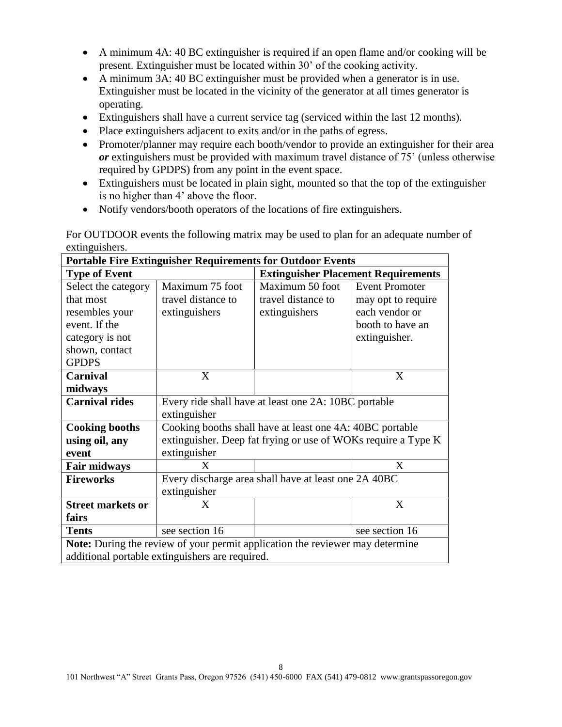- A minimum 4A: 40 BC extinguisher is required if an open flame and/or cooking will be present. Extinguisher must be located within 30' of the cooking activity.
- A minimum 3A: 40 BC extinguisher must be provided when a generator is in use. Extinguisher must be located in the vicinity of the generator at all times generator is operating.
- Extinguishers shall have a current service tag (serviced within the last 12 months).
- Place extinguishers adjacent to exits and/or in the paths of egress.
- Promoter/planner may require each booth/vendor to provide an extinguisher for their area ***or*** extinguishers must be provided with maximum travel distance of 75' (unless otherwise required by GPDPS) from any point in the event space.
- Extinguishers must be located in plain sight, mounted so that the top of the extinguisher is no higher than 4' above the floor.
- Notify vendors/booth operators of the locations of fire extinguishers.

For OUTDOOR events the following matrix may be used to plan for an adequate number of extinguishers.

| **Portable Fire Extinguisher Requirements for Outdoor Events** | | | |
|---|---|---|---|
| **Type of Event** | | **Extinguisher Placement Requirements** | |
| Select the category that most resembles your event. If the category is not shown, contact GPDPS | Maximum 75 foot travel distance to extinguishers | Maximum 50 foot travel distance to extinguishers | Event Promoter may opt to require each vendor or booth to have an extinguisher. |
| **Carnival midways** | X | | X |
| **Carnival rides** | Every ride shall have at least one 2A: 10BC portable extinguisher | | |
| **Cooking booths using oil, any event** | Cooking booths shall have at least one 4A: 40BC portable extinguisher. Deep fat frying or use of WOKs require a Type K extinguisher | | |
| **Fair midways** | X | | X |
| **Fireworks** | Every discharge area shall have at least one 2A 40BC extinguisher | | |
| **Street markets or fairs** | X | | X |
| **Tents** | see section 16 | | see section 16 |
| **Note:** During the review of your permit application the reviewer may determine additional portable extinguishers are required. | | | |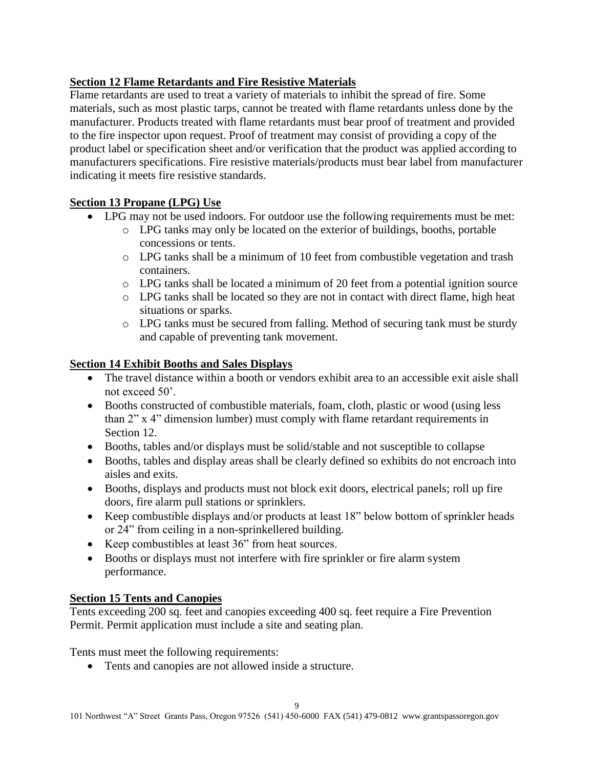## Section 12 Flame Retardants and Fire Resistive Materials

Flame retardants are used to treat a variety of materials to inhibit the spread of fire. Some materials, such as most plastic tarps, cannot be treated with flame retardants unless done by the manufacturer. Products treated with flame retardants must bear proof of treatment and provided to the fire inspector upon request. Proof of treatment may consist of providing a copy of the product label or specification sheet and/or verification that the product was applied according to manufacturers specifications. Fire resistive materials/products must bear label from manufacturer indicating it meets fire resistive standards.

## Section 13 Propane (LPG) Use

- LPG may not be used indoors. For outdoor use the following requirements must be met:
  - LPG tanks may only be located on the exterior of buildings, booths, portable concessions or tents.
  - LPG tanks shall be a minimum of 10 feet from combustible vegetation and trash containers.
  - LPG tanks shall be located a minimum of 20 feet from a potential ignition source
  - LPG tanks shall be located so they are not in contact with direct flame, high heat situations or sparks.
  - LPG tanks must be secured from falling. Method of securing tank must be sturdy and capable of preventing tank movement.

## Section 14 Exhibit Booths and Sales Displays

- The travel distance within a booth or vendors exhibit area to an accessible exit aisle shall not exceed 50'.
- Booths constructed of combustible materials, foam, cloth, plastic or wood (using less than 2" x 4" dimension lumber) must comply with flame retardant requirements in Section 12.
- Booths, tables and/or displays must be solid/stable and not susceptible to collapse
- Booths, tables and display areas shall be clearly defined so exhibits do not encroach into aisles and exits.
- Booths, displays and products must not block exit doors, electrical panels; roll up fire doors, fire alarm pull stations or sprinklers.
- Keep combustible displays and/or products at least 18" below bottom of sprinkler heads or 24" from ceiling in a non-sprinkellered building.
- Keep combustibles at least 36" from heat sources.
- Booths or displays must not interfere with fire sprinkler or fire alarm system performance.

## Section 15 Tents and Canopies

Tents exceeding 200 sq. feet and canopies exceeding 400 sq. feet require a Fire Prevention Permit. Permit application must include a site and seating plan.

Tents must meet the following requirements:

- Tents and canopies are not allowed inside a structure.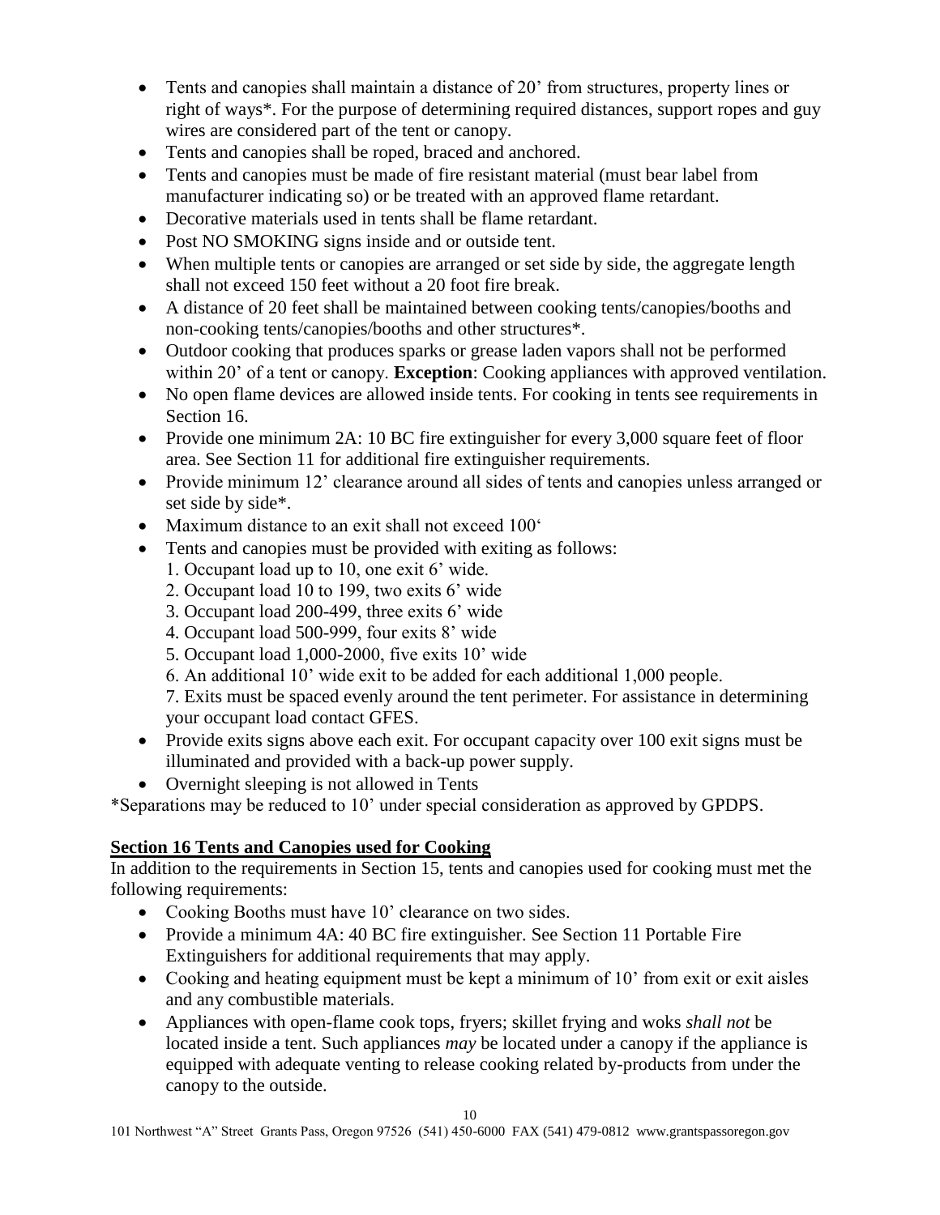- Tents and canopies shall maintain a distance of 20' from structures, property lines or right of ways*. For the purpose of determining required distances, support ropes and guy wires are considered part of the tent or canopy.
- Tents and canopies shall be roped, braced and anchored.
- Tents and canopies must be made of fire resistant material (must bear label from manufacturer indicating so) or be treated with an approved flame retardant.
- Decorative materials used in tents shall be flame retardant.
- Post NO SMOKING signs inside and or outside tent.
- When multiple tents or canopies are arranged or set side by side, the aggregate length shall not exceed 150 feet without a 20 foot fire break.
- A distance of 20 feet shall be maintained between cooking tents/canopies/booths and non-cooking tents/canopies/booths and other structures*.
- Outdoor cooking that produces sparks or grease laden vapors shall not be performed within 20' of a tent or canopy. **Exception**: Cooking appliances with approved ventilation.
- No open flame devices are allowed inside tents. For cooking in tents see requirements in Section 16.
- Provide one minimum 2A: 10 BC fire extinguisher for every 3,000 square feet of floor area. See Section 11 for additional fire extinguisher requirements.
- Provide minimum 12' clearance around all sides of tents and canopies unless arranged or set side by side*.
- Maximum distance to an exit shall not exceed 100'
- Tents and canopies must be provided with exiting as follows:
  1. Occupant load up to 10, one exit 6' wide.
  2. Occupant load 10 to 199, two exits 6' wide
  3. Occupant load 200-499, three exits 6' wide
  4. Occupant load 500-999, four exits 8' wide
  5. Occupant load 1,000-2000, five exits 10' wide
  6. An additional 10' wide exit to be added for each additional 1,000 people.
  7. Exits must be spaced evenly around the tent perimeter. For assistance in determining your occupant load contact GFES.
- Provide exits signs above each exit. For occupant capacity over 100 exit signs must be illuminated and provided with a back-up power supply.
- Overnight sleeping is not allowed in Tents

*Separations may be reduced to 10' under special consideration as approved by GPDPS.

## Section 16 Tents and Canopies used for Cooking

In addition to the requirements in Section 15, tents and canopies used for cooking must met the following requirements:

- Cooking Booths must have 10' clearance on two sides.
- Provide a minimum 4A: 40 BC fire extinguisher. See Section 11 Portable Fire Extinguishers for additional requirements that may apply.
- Cooking and heating equipment must be kept a minimum of 10' from exit or exit aisles and any combustible materials.
- Appliances with open-flame cook tops, fryers; skillet frying and woks *shall not* be located inside a tent. Such appliances *may* be located under a canopy if the appliance is equipped with adequate venting to release cooking related by-products from under the canopy to the outside.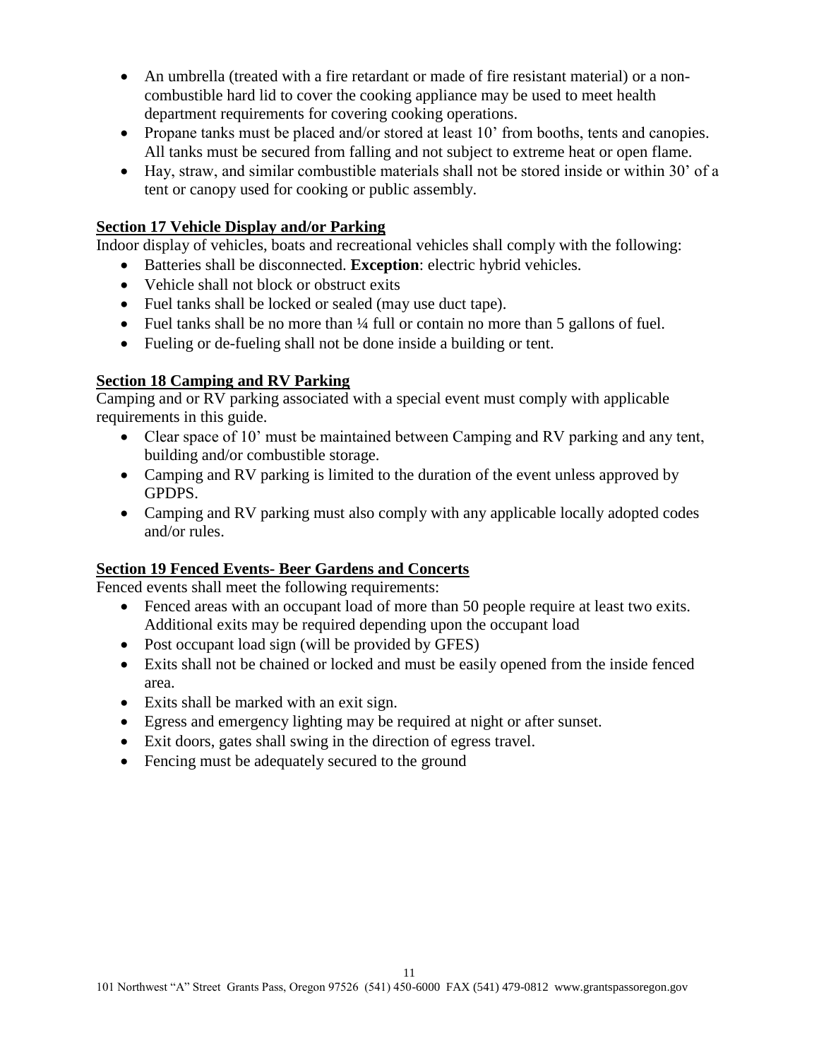- An umbrella (treated with a fire retardant or made of fire resistant material) or a non-combustible hard lid to cover the cooking appliance may be used to meet health department requirements for covering cooking operations.
- Propane tanks must be placed and/or stored at least 10' from booths, tents and canopies. All tanks must be secured from falling and not subject to extreme heat or open flame.
- Hay, straw, and similar combustible materials shall not be stored inside or within 30' of a tent or canopy used for cooking or public assembly.

## Section 17 Vehicle Display and/or Parking

Indoor display of vehicles, boats and recreational vehicles shall comply with the following:

- Batteries shall be disconnected. **Exception**: electric hybrid vehicles.
- Vehicle shall not block or obstruct exits
- Fuel tanks shall be locked or sealed (may use duct tape).
- Fuel tanks shall be no more than ¼ full or contain no more than 5 gallons of fuel.
- Fueling or de-fueling shall not be done inside a building or tent.

## Section 18 Camping and RV Parking

Camping and or RV parking associated with a special event must comply with applicable requirements in this guide.

- Clear space of 10' must be maintained between Camping and RV parking and any tent, building and/or combustible storage.
- Camping and RV parking is limited to the duration of the event unless approved by GPDPS.
- Camping and RV parking must also comply with any applicable locally adopted codes and/or rules.

## Section 19 Fenced Events- Beer Gardens and Concerts

Fenced events shall meet the following requirements:

- Fenced areas with an occupant load of more than 50 people require at least two exits. Additional exits may be required depending upon the occupant load
- Post occupant load sign (will be provided by GFES)
- Exits shall not be chained or locked and must be easily opened from the inside fenced area.
- Exits shall be marked with an exit sign.
- Egress and emergency lighting may be required at night or after sunset.
- Exit doors, gates shall swing in the direction of egress travel.
- Fencing must be adequately secured to the ground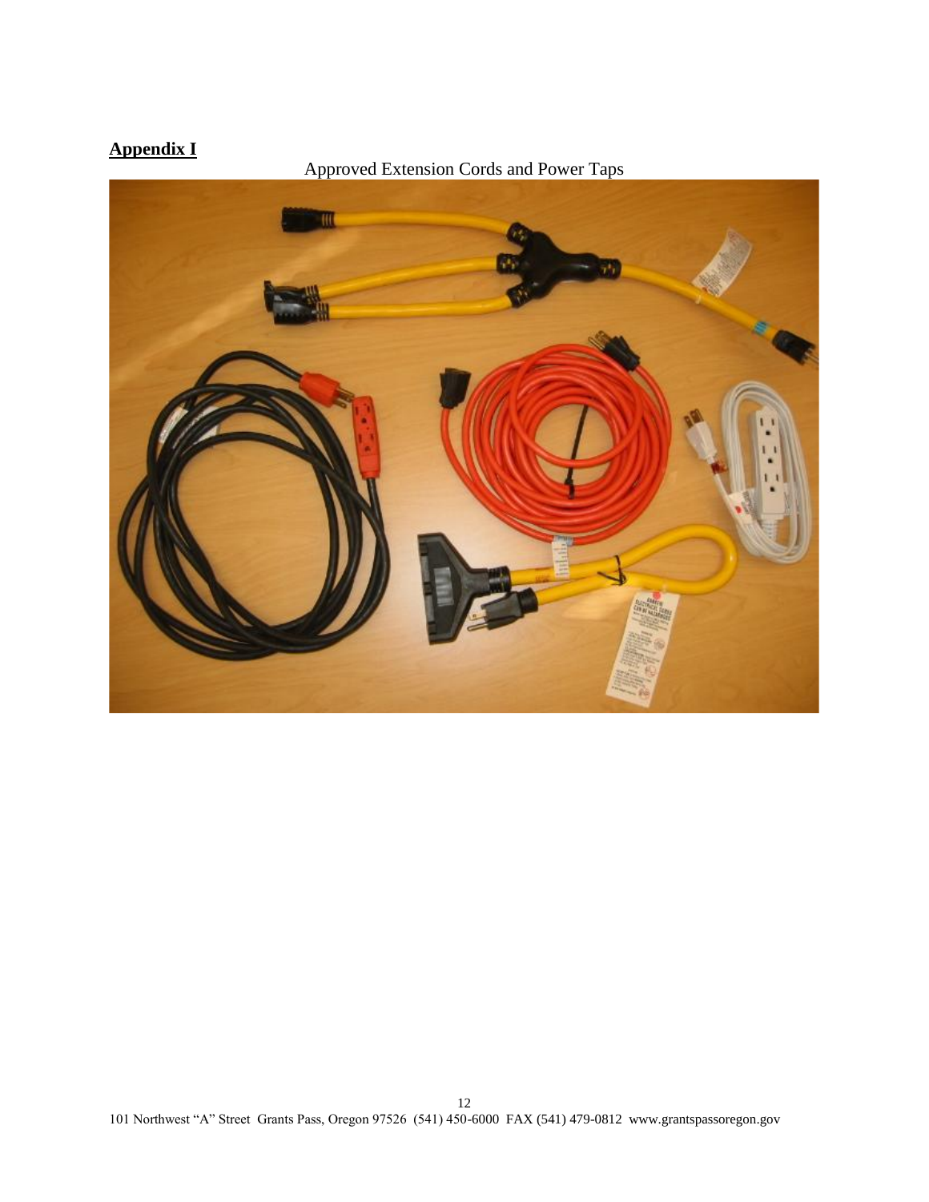## **Appendix I**

Approved Extension Cords and Power Taps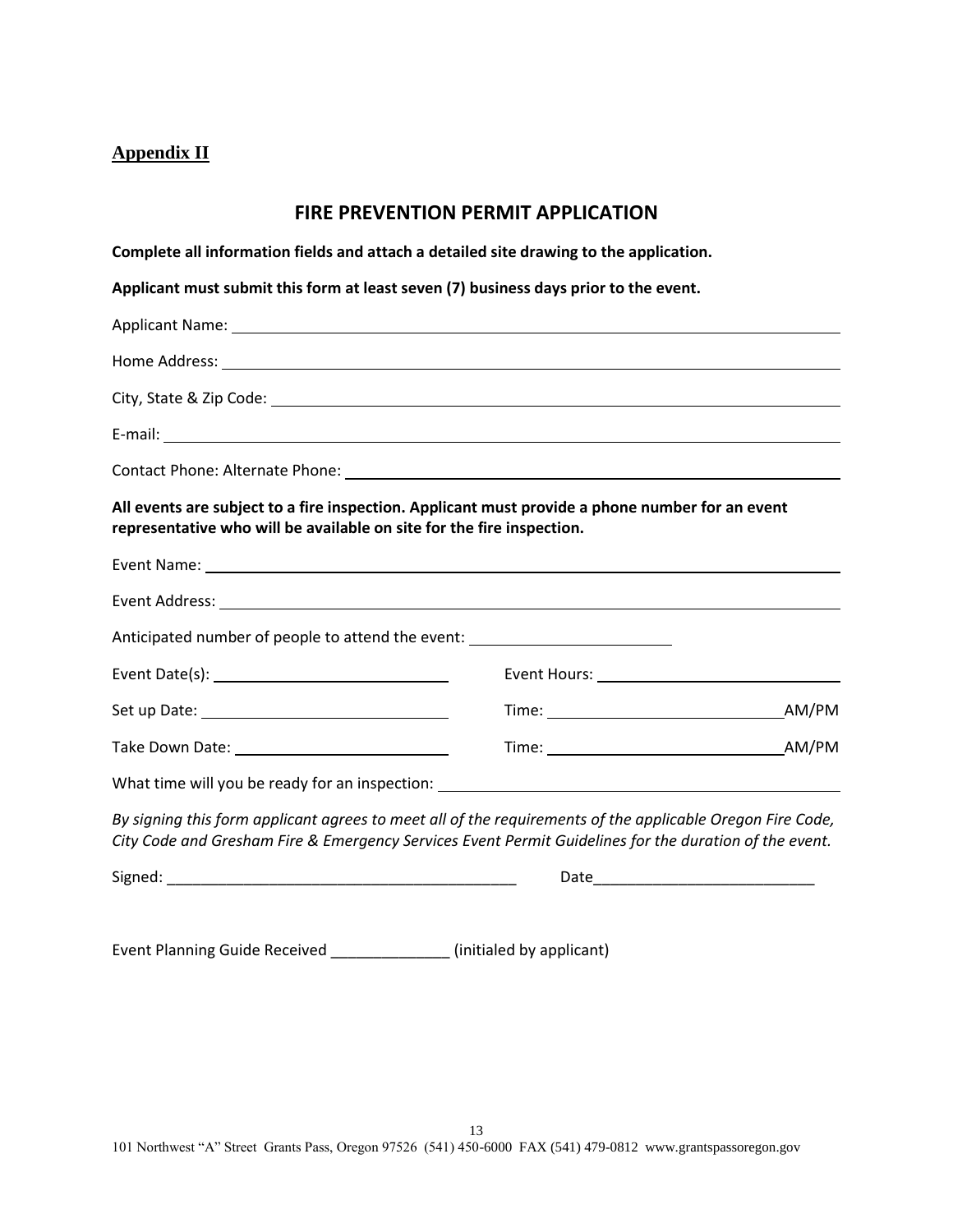**Appendix II**

## FIRE PREVENTION PERMIT APPLICATION

**Complete all information fields and attach a detailed site drawing to the application.**

**Applicant must submit this form at least seven (7) business days prior to the event.**

Applicant Name: ______________________________

Home Address: ______________________________

City, State & Zip Code: ______________________________

E-mail: ______________________________

Contact Phone: Alternate Phone: ______________________________

**All events are subject to a fire inspection. Applicant must provide a phone number for an event representative who will be available on site for the fire inspection.**

Event Name: ______________________________

Event Address: ______________________________

Anticipated number of people to attend the event: ______________________________

Event Date(s): ______________________________ Event Hours: ______________________________

Set up Date: ______________________________ Time: ______________________________AM/PM

Take Down Date: ______________________________ Time: ______________________________AM/PM

What time will you be ready for an inspection: ______________________________

*By signing this form applicant agrees to meet all of the requirements of the applicable Oregon Fire Code, City Code and Gresham Fire & Emergency Services Event Permit Guidelines for the duration of the event.*

Signed: __________________________________________ Date__________________________

Event Planning Guide Received ______________ (initialed by applicant)

101 Northwest "A" Street Grants Pass, Oregon 97526 (541) 450-6000 FAX (541) 479-0812 www.grantspassoregon.gov